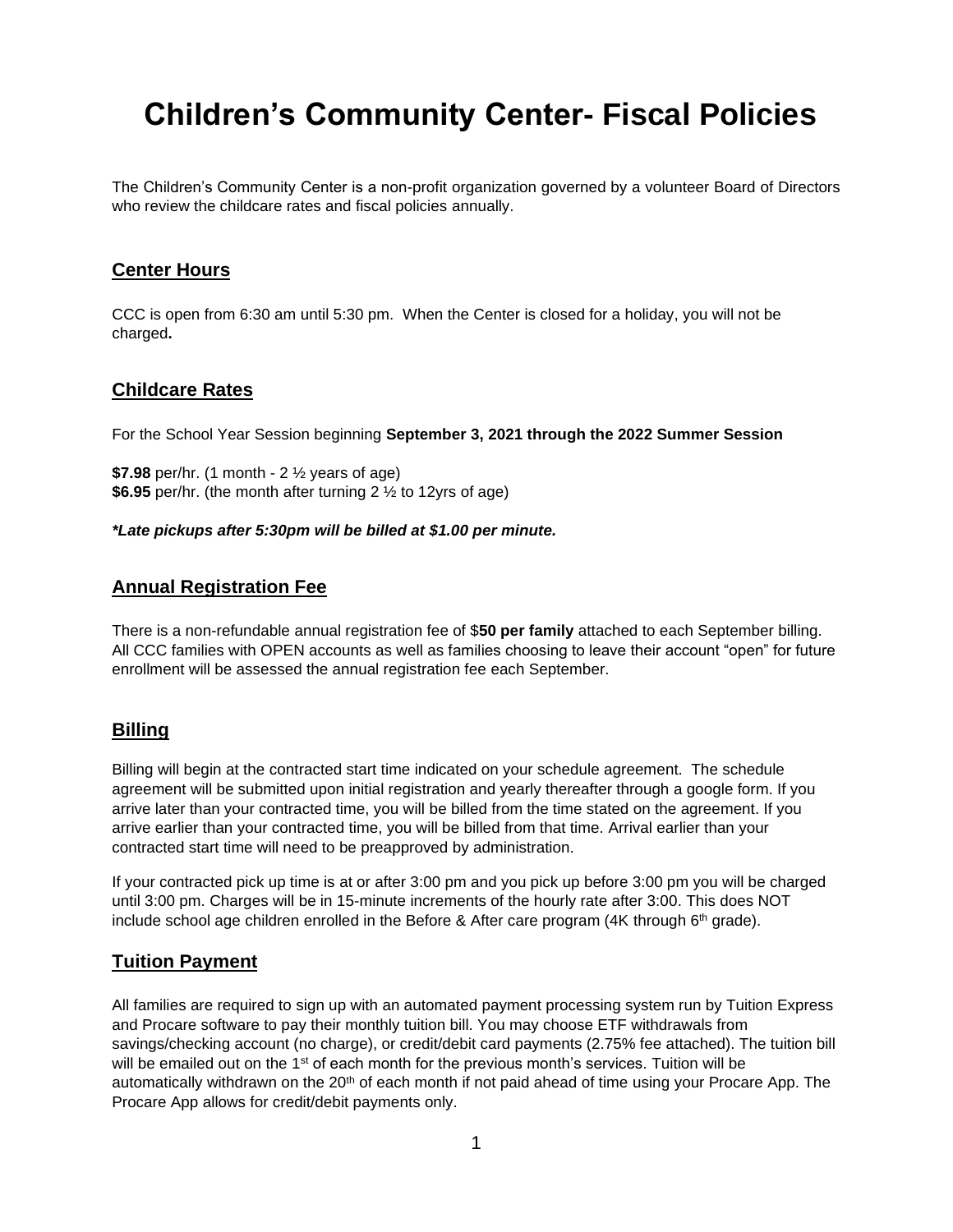# Children's Community Center- Fiscal Policies

The Children's Community Center is a non-profit organization governed by a volunteer Board of Directors who review the childcare rates and fiscal policies annually.

## Center Hours

CCC is open from 6:30 am until 5:30 pm. When the Center is closed for a holiday, you will not be charged**.**

## Childcare Rates

For the School Year Session beginning **September 3, 2021 through the 2022 Summer Session**

**$7.98** per/hr. (1 month - 2 ½ years of age)
**$6.95** per/hr. (the month after turning 2 ½ to 12yrs of age)

***Late pickups after 5:30pm will be billed at $1.00 per minute.***

## Annual Registration Fee

There is a non-refundable annual registration fee of $**50 per family** attached to each September billing. All CCC families with OPEN accounts as well as families choosing to leave their account "open" for future enrollment will be assessed the annual registration fee each September.

## Billing

Billing will begin at the contracted start time indicated on your schedule agreement. The schedule agreement will be submitted upon initial registration and yearly thereafter through a google form. If you arrive later than your contracted time, you will be billed from the time stated on the agreement. If you arrive earlier than your contracted time, you will be billed from that time. Arrival earlier than your contracted start time will need to be preapproved by administration.

If your contracted pick up time is at or after 3:00 pm and you pick up before 3:00 pm you will be charged until 3:00 pm. Charges will be in 15-minute increments of the hourly rate after 3:00. This does NOT include school age children enrolled in the Before & After care program (4K through 6th grade).

## Tuition Payment

All families are required to sign up with an automated payment processing system run by Tuition Express and Procare software to pay their monthly tuition bill. You may choose ETF withdrawals from savings/checking account (no charge), or credit/debit card payments (2.75% fee attached). The tuition bill will be emailed out on the 1st of each month for the previous month's services. Tuition will be automatically withdrawn on the 20th of each month if not paid ahead of time using your Procare App. The Procare App allows for credit/debit payments only.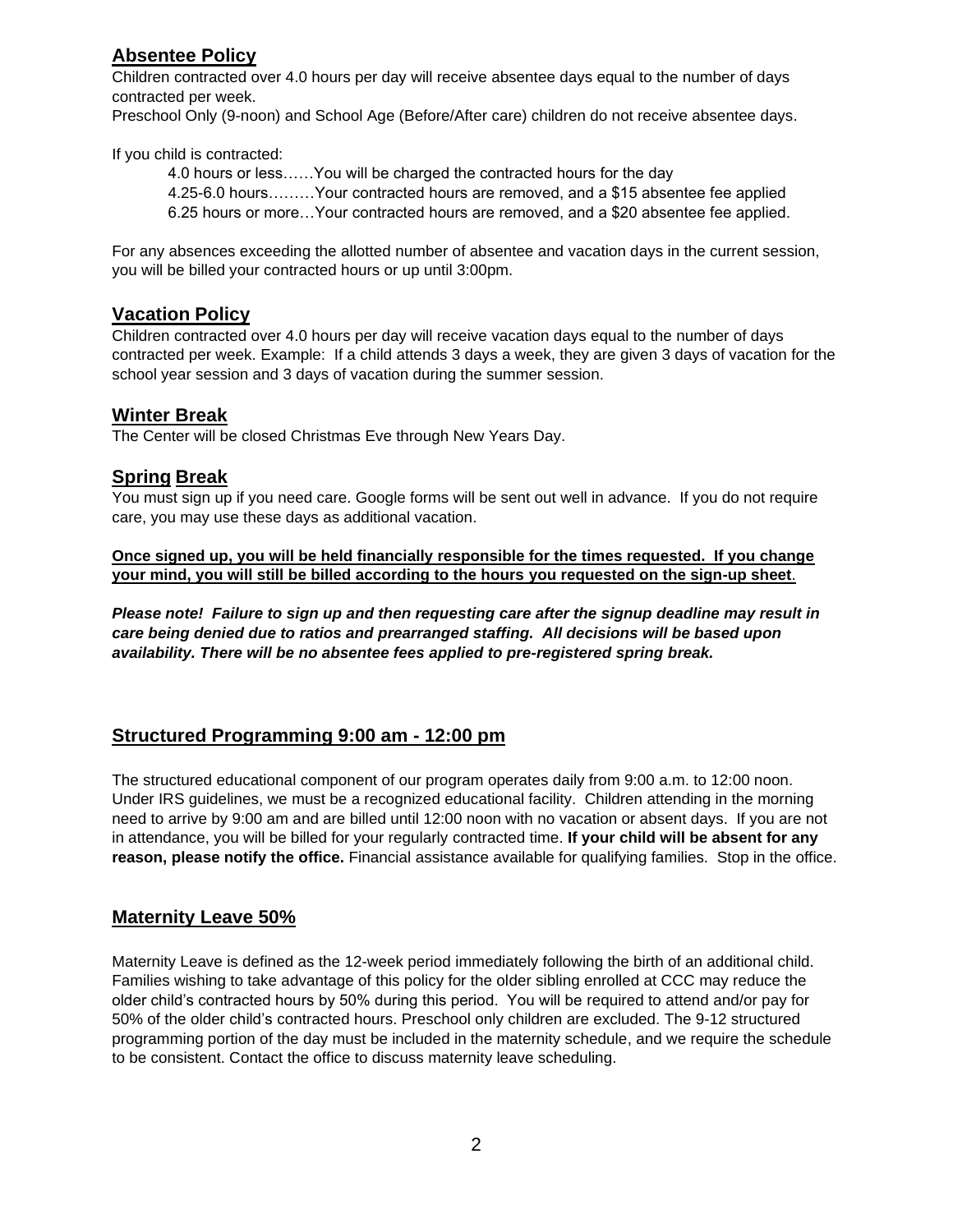## Absentee Policy

Children contracted over 4.0 hours per day will receive absentee days equal to the number of days contracted per week.

Preschool Only (9-noon) and School Age (Before/After care) children do not receive absentee days.

If you child is contracted:

4.0 hours or less……You will be charged the contracted hours for the day

4.25-6.0 hours………Your contracted hours are removed, and a $15 absentee fee applied

6.25 hours or more…Your contracted hours are removed, and a $20 absentee fee applied.

For any absences exceeding the allotted number of absentee and vacation days in the current session, you will be billed your contracted hours or up until 3:00pm.

## Vacation Policy

Children contracted over 4.0 hours per day will receive vacation days equal to the number of days contracted per week. Example: If a child attends 3 days a week, they are given 3 days of vacation for the school year session and 3 days of vacation during the summer session.

## Winter Break

The Center will be closed Christmas Eve through New Years Day.

## Spring Break

You must sign up if you need care. Google forms will be sent out well in advance. If you do not require care, you may use these days as additional vacation.

**Once signed up, you will be held financially responsible for the times requested. If you change your mind, you will still be billed according to the hours you requested on the sign-up sheet**.

***Please note! Failure to sign up and then requesting care after the signup deadline may result in care being denied due to ratios and prearranged staffing. All decisions will be based upon availability. There will be no absentee fees applied to pre-registered spring break.***

## Structured Programming 9:00 am - 12:00 pm

The structured educational component of our program operates daily from 9:00 a.m. to 12:00 noon. Under IRS guidelines, we must be a recognized educational facility. Children attending in the morning need to arrive by 9:00 am and are billed until 12:00 noon with no vacation or absent days. If you are not in attendance, you will be billed for your regularly contracted time. **If your child will be absent for any reason, please notify the office.** Financial assistance available for qualifying families. Stop in the office.

## Maternity Leave 50%

Maternity Leave is defined as the 12-week period immediately following the birth of an additional child. Families wishing to take advantage of this policy for the older sibling enrolled at CCC may reduce the older child's contracted hours by 50% during this period. You will be required to attend and/or pay for 50% of the older child's contracted hours. Preschool only children are excluded. The 9-12 structured programming portion of the day must be included in the maternity schedule, and we require the schedule to be consistent. Contact the office to discuss maternity leave scheduling.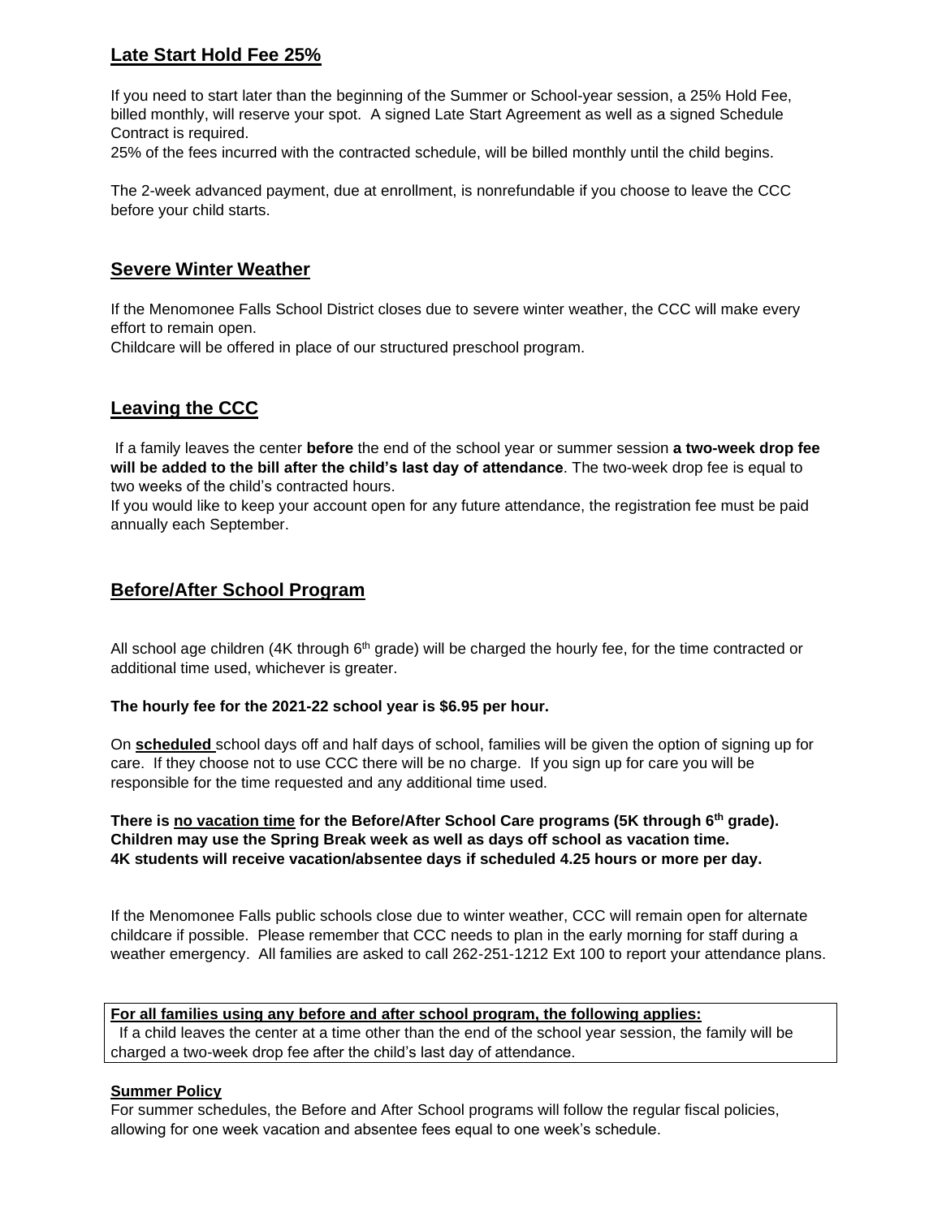## Late Start Hold Fee 25%

If you need to start later than the beginning of the Summer or School-year session, a 25% Hold Fee, billed monthly, will reserve your spot. A signed Late Start Agreement as well as a signed Schedule Contract is required.
25% of the fees incurred with the contracted schedule, will be billed monthly until the child begins.

The 2-week advanced payment, due at enrollment, is nonrefundable if you choose to leave the CCC before your child starts.

## Severe Winter Weather

If the Menomonee Falls School District closes due to severe winter weather, the CCC will make every effort to remain open.
Childcare will be offered in place of our structured preschool program.

## Leaving the CCC

If a family leaves the center **before** the end of the school year or summer session **a two-week drop fee will be added to the bill after the child's last day of attendance**. The two-week drop fee is equal to two weeks of the child's contracted hours.
If you would like to keep your account open for any future attendance, the registration fee must be paid annually each September.

## Before/After School Program

All school age children (4K through 6th grade) will be charged the hourly fee, for the time contracted or additional time used, whichever is greater.

**The hourly fee for the 2021-22 school year is $6.95 per hour.**

On **scheduled** school days off and half days of school, families will be given the option of signing up for care. If they choose not to use CCC there will be no charge. If you sign up for care you will be responsible for the time requested and any additional time used.

**There is no vacation time for the Before/After School Care programs (5K through 6th grade).**
**Children may use the Spring Break week as well as days off school as vacation time.**
**4K students will receive vacation/absentee days if scheduled 4.25 hours or more per day.**

If the Menomonee Falls public schools close due to winter weather, CCC will remain open for alternate childcare if possible. Please remember that CCC needs to plan in the early morning for staff during a weather emergency. All families are asked to call 262-251-1212 Ext 100 to report your attendance plans.

**For all families using any before and after school program, the following applies:**
If a child leaves the center at a time other than the end of the school year session, the family will be charged a two-week drop fee after the child's last day of attendance.

**Summer Policy**
For summer schedules, the Before and After School programs will follow the regular fiscal policies, allowing for one week vacation and absentee fees equal to one week's schedule.